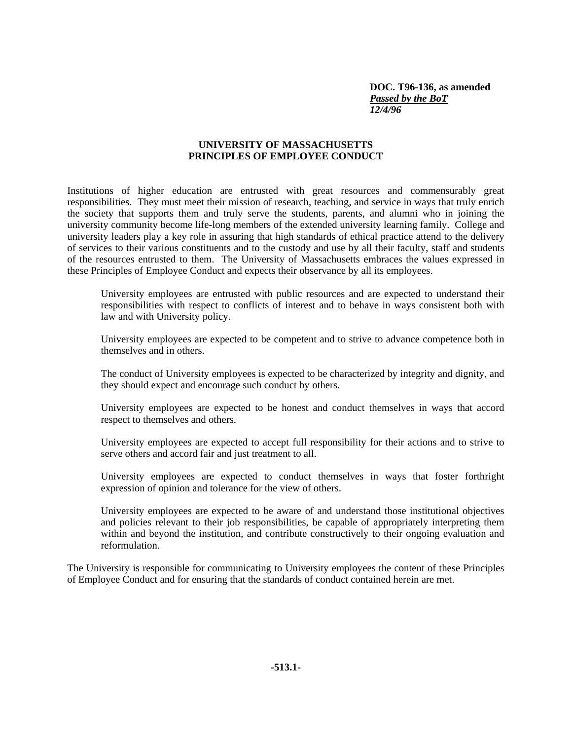**DOC. T96-136, as amended**
***Passed by the BoT***
***12/4/96***

# UNIVERSITY OF MASSACHUSETTS PRINCIPLES OF EMPLOYEE CONDUCT

Institutions of higher education are entrusted with great resources and commensurably great responsibilities. They must meet their mission of research, teaching, and service in ways that truly enrich the society that supports them and truly serve the students, parents, and alumni who in joining the university community become life-long members of the extended university learning family. College and university leaders play a key role in assuring that high standards of ethical practice attend to the delivery of services to their various constituents and to the custody and use by all their faculty, staff and students of the resources entrusted to them. The University of Massachusetts embraces the values expressed in these Principles of Employee Conduct and expects their observance by all its employees.

> University employees are entrusted with public resources and are expected to understand their responsibilities with respect to conflicts of interest and to behave in ways consistent both with law and with University policy.
>
> University employees are expected to be competent and to strive to advance competence both in themselves and in others.
>
> The conduct of University employees is expected to be characterized by integrity and dignity, and they should expect and encourage such conduct by others.
>
> University employees are expected to be honest and conduct themselves in ways that accord respect to themselves and others.
>
> University employees are expected to accept full responsibility for their actions and to strive to serve others and accord fair and just treatment to all.
>
> University employees are expected to conduct themselves in ways that foster forthright expression of opinion and tolerance for the view of others.
>
> University employees are expected to be aware of and understand those institutional objectives and policies relevant to their job responsibilities, be capable of appropriately interpreting them within and beyond the institution, and contribute constructively to their ongoing evaluation and reformulation.

The University is responsible for communicating to University employees the content of these Principles of Employee Conduct and for ensuring that the standards of conduct contained herein are met.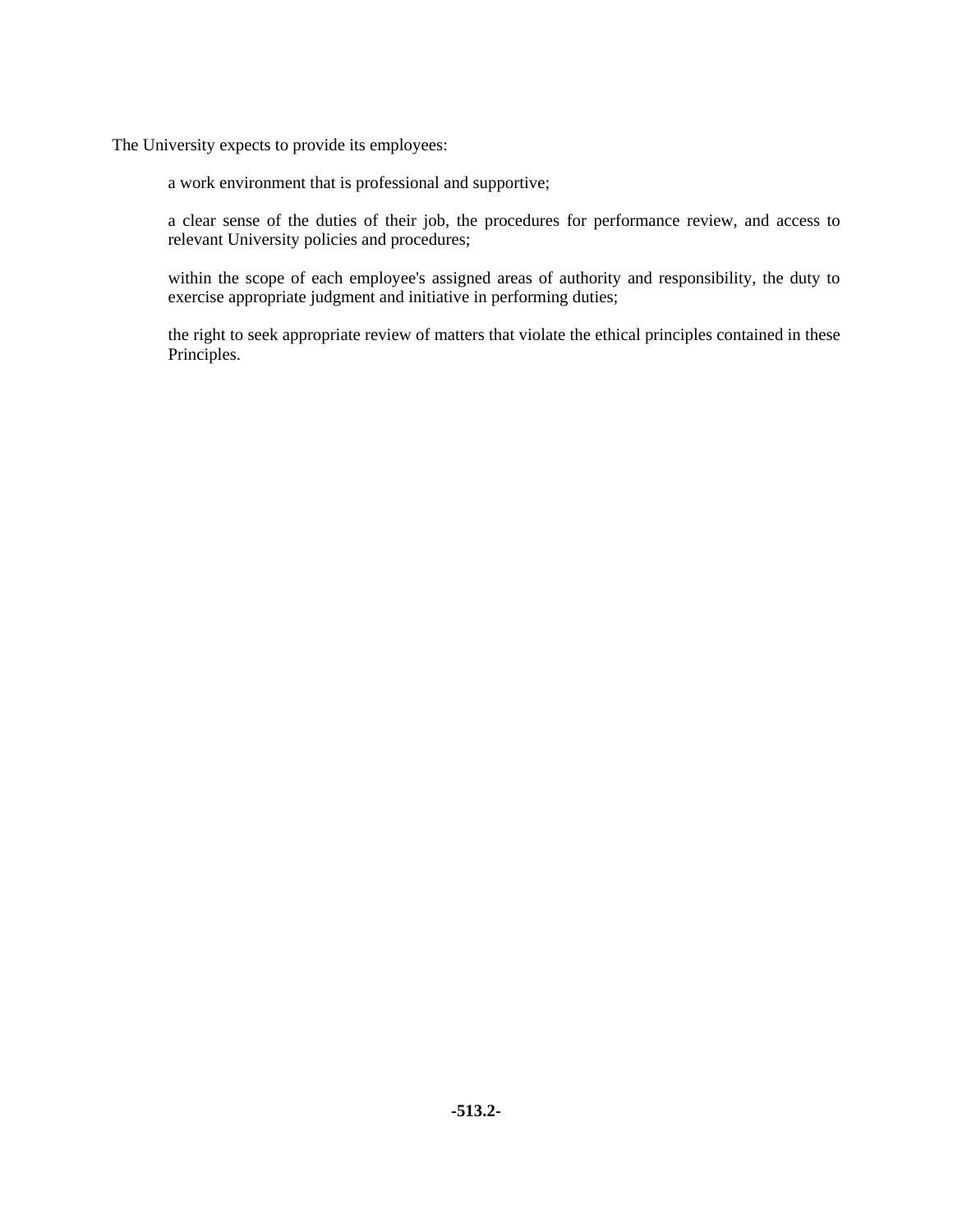The University expects to provide its employees:

> a work environment that is professional and supportive;
>
> a clear sense of the duties of their job, the procedures for performance review, and access to relevant University policies and procedures;
>
> within the scope of each employee's assigned areas of authority and responsibility, the duty to exercise appropriate judgment and initiative in performing duties;
>
> the right to seek appropriate review of matters that violate the ethical principles contained in these Principles.